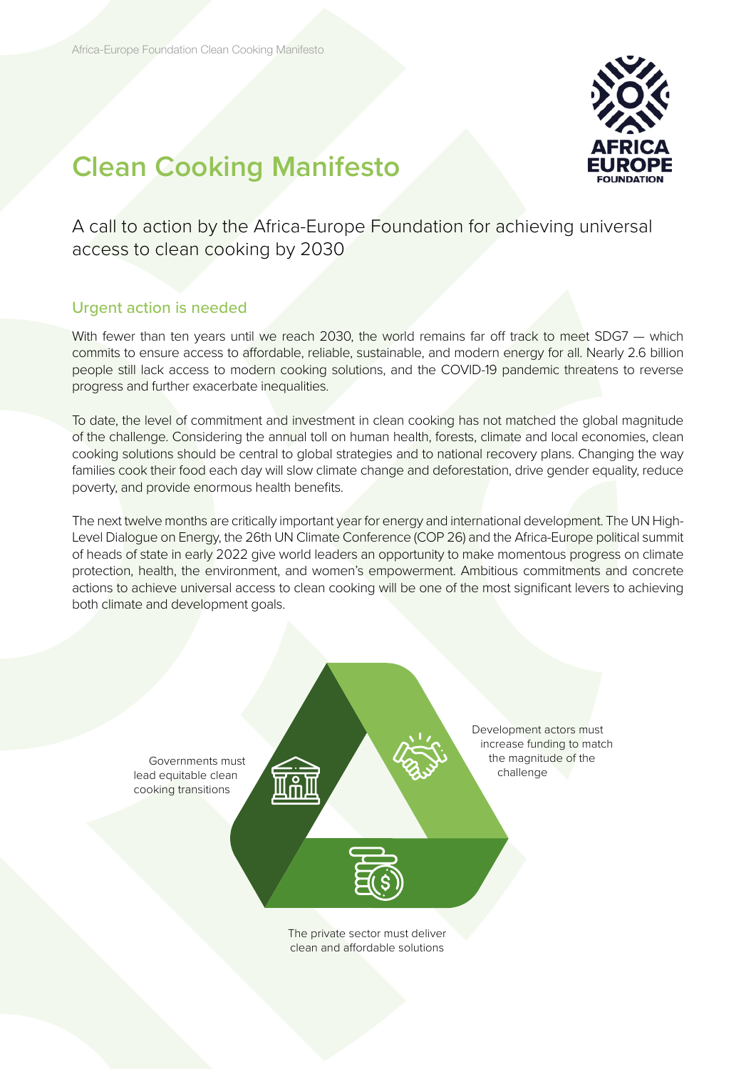# Clean Cooking Manifesto

A call to action by the Africa-Europe Foundation for achieving universal access to clean cooking by 2030

## Urgent action is needed

With fewer than ten years until we reach 2030, the world remains far off track to meet SDG7 — which commits to ensure access to affordable, reliable, sustainable, and modern energy for all. Nearly 2.6 billion people still lack access to modern cooking solutions, and the COVID-19 pandemic threatens to reverse progress and further exacerbate inequalities.

To date, the level of commitment and investment in clean cooking has not matched the global magnitude of the challenge. Considering the annual toll on human health, forests, climate and local economies, clean cooking solutions should be central to global strategies and to national recovery plans. Changing the way families cook their food each day will slow climate change and deforestation, drive gender equality, reduce poverty, and provide enormous health benefits.

The next twelve months are critically important year for energy and international development. The UN High-Level Dialogue on Energy, the 26th UN Climate Conference (COP 26) and the Africa-Europe political summit of heads of state in early 2022 give world leaders an opportunity to make momentous progress on climate protection, health, the environment, and women's empowerment. Ambitious commitments and concrete actions to achieve universal access to clean cooking will be one of the most significant levers to achieving both climate and development goals.

Governments must lead equitable clean cooking transitions

Development actors must increase funding to match the magnitude of the challenge

The private sector must deliver clean and affordable solutions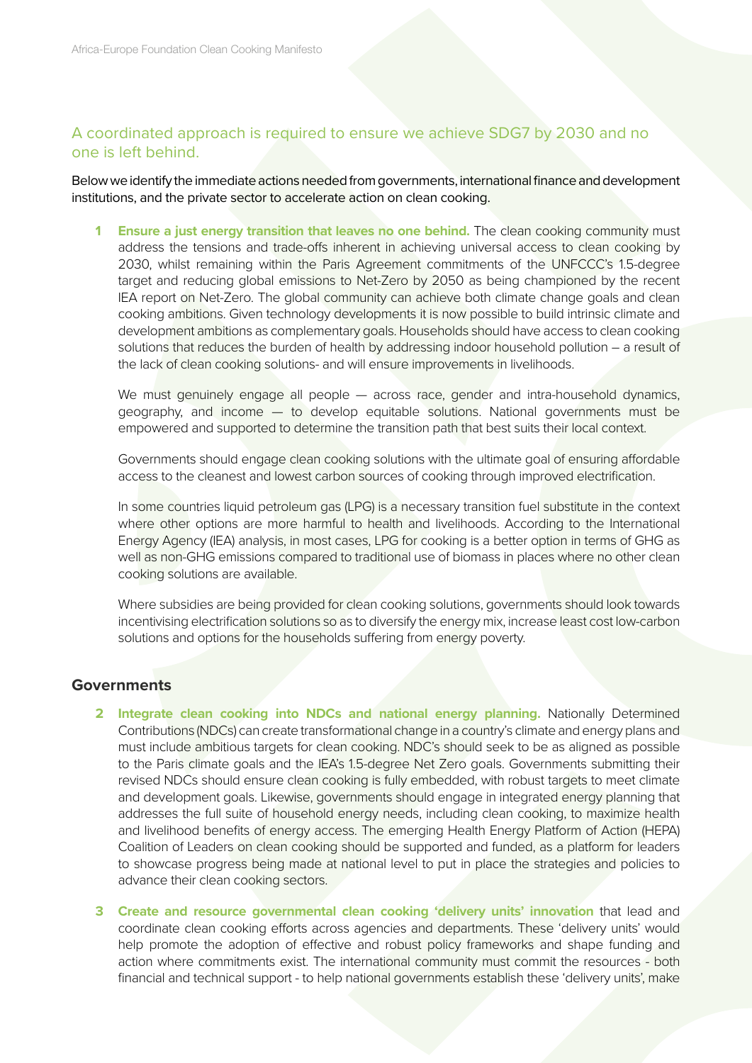## A coordinated approach is required to ensure we achieve SDG7 by 2030 and no one is left behind.

Below we identify the immediate actions needed from governments, international finance and development institutions, and the private sector to accelerate action on clean cooking.

1. **Ensure a just energy transition that leaves no one behind.** The clean cooking community must address the tensions and trade-offs inherent in achieving universal access to clean cooking by 2030, whilst remaining within the Paris Agreement commitments of the UNFCCC's 1.5-degree target and reducing global emissions to Net-Zero by 2050 as being championed by the recent IEA report on Net-Zero. The global community can achieve both climate change goals and clean cooking ambitions. Given technology developments it is now possible to build intrinsic climate and development ambitions as complementary goals. Households should have access to clean cooking solutions that reduces the burden of health by addressing indoor household pollution – a result of the lack of clean cooking solutions- and will ensure improvements in livelihoods.

   We must genuinely engage all people — across race, gender and intra-household dynamics, geography, and income — to develop equitable solutions. National governments must be empowered and supported to determine the transition path that best suits their local context.

   Governments should engage clean cooking solutions with the ultimate goal of ensuring affordable access to the cleanest and lowest carbon sources of cooking through improved electrification.

   In some countries liquid petroleum gas (LPG) is a necessary transition fuel substitute in the context where other options are more harmful to health and livelihoods. According to the International Energy Agency (IEA) analysis, in most cases, LPG for cooking is a better option in terms of GHG as well as non-GHG emissions compared to traditional use of biomass in places where no other clean cooking solutions are available.

   Where subsidies are being provided for clean cooking solutions, governments should look towards incentivising electrification solutions so as to diversify the energy mix, increase least cost low-carbon solutions and options for the households suffering from energy poverty.

### Governments

2. **Integrate clean cooking into NDCs and national energy planning.** Nationally Determined Contributions (NDCs) can create transformational change in a country's climate and energy plans and must include ambitious targets for clean cooking. NDC's should seek to be as aligned as possible to the Paris climate goals and the IEA's 1.5-degree Net Zero goals. Governments submitting their revised NDCs should ensure clean cooking is fully embedded, with robust targets to meet climate and development goals. Likewise, governments should engage in integrated energy planning that addresses the full suite of household energy needs, including clean cooking, to maximize health and livelihood benefits of energy access. The emerging Health Energy Platform of Action (HEPA) Coalition of Leaders on clean cooking should be supported and funded, as a platform for leaders to showcase progress being made at national level to put in place the strategies and policies to advance their clean cooking sectors.

3. **Create and resource governmental clean cooking 'delivery units' innovation** that lead and coordinate clean cooking efforts across agencies and departments. These 'delivery units' would help promote the adoption of effective and robust policy frameworks and shape funding and action where commitments exist. The international community must commit the resources - both financial and technical support - to help national governments establish these 'delivery units', make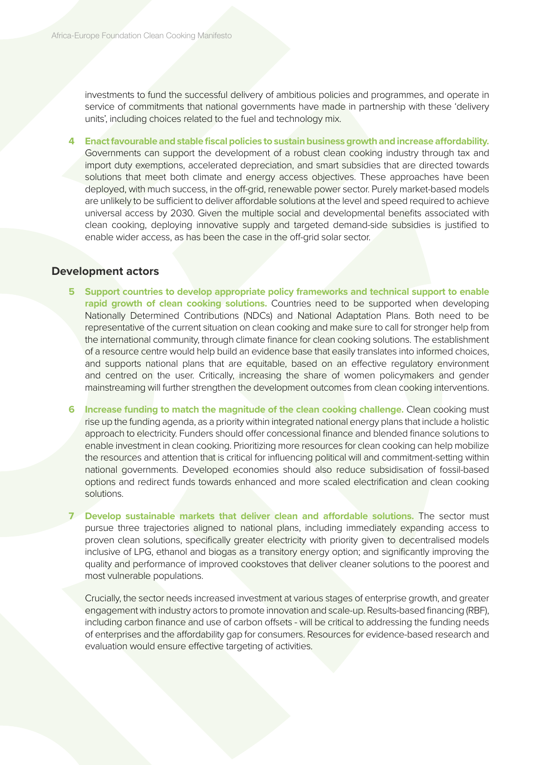investments to fund the successful delivery of ambitious policies and programmes, and operate in service of commitments that national governments have made in partnership with these 'delivery units', including choices related to the fuel and technology mix.

4. **Enact favourable and stable fiscal policies to sustain business growth and increase affordability.** Governments can support the development of a robust clean cooking industry through tax and import duty exemptions, accelerated depreciation, and smart subsidies that are directed towards solutions that meet both climate and energy access objectives. These approaches have been deployed, with much success, in the off-grid, renewable power sector. Purely market-based models are unlikely to be sufficient to deliver affordable solutions at the level and speed required to achieve universal access by 2030. Given the multiple social and developmental benefits associated with clean cooking, deploying innovative supply and targeted demand-side subsidies is justified to enable wider access, as has been the case in the off-grid solar sector.

### Development actors

5. **Support countries to develop appropriate policy frameworks and technical support to enable rapid growth of clean cooking solutions.** Countries need to be supported when developing Nationally Determined Contributions (NDCs) and National Adaptation Plans. Both need to be representative of the current situation on clean cooking and make sure to call for stronger help from the international community, through climate finance for clean cooking solutions. The establishment of a resource centre would help build an evidence base that easily translates into informed choices, and supports national plans that are equitable, based on an effective regulatory environment and centred on the user. Critically, increasing the share of women policymakers and gender mainstreaming will further strengthen the development outcomes from clean cooking interventions.

6. **Increase funding to match the magnitude of the clean cooking challenge.** Clean cooking must rise up the funding agenda, as a priority within integrated national energy plans that include a holistic approach to electricity. Funders should offer concessional finance and blended finance solutions to enable investment in clean cooking. Prioritizing more resources for clean cooking can help mobilize the resources and attention that is critical for influencing political will and commitment-setting within national governments. Developed economies should also reduce subsidisation of fossil-based options and redirect funds towards enhanced and more scaled electrification and clean cooking solutions.

7. **Develop sustainable markets that deliver clean and affordable solutions.** The sector must pursue three trajectories aligned to national plans, including immediately expanding access to proven clean solutions, specifically greater electricity with priority given to decentralised models inclusive of LPG, ethanol and biogas as a transitory energy option; and significantly improving the quality and performance of improved cookstoves that deliver cleaner solutions to the poorest and most vulnerable populations.

   Crucially, the sector needs increased investment at various stages of enterprise growth, and greater engagement with industry actors to promote innovation and scale-up. Results-based financing (RBF), including carbon finance and use of carbon offsets - will be critical to addressing the funding needs of enterprises and the affordability gap for consumers. Resources for evidence-based research and evaluation would ensure effective targeting of activities.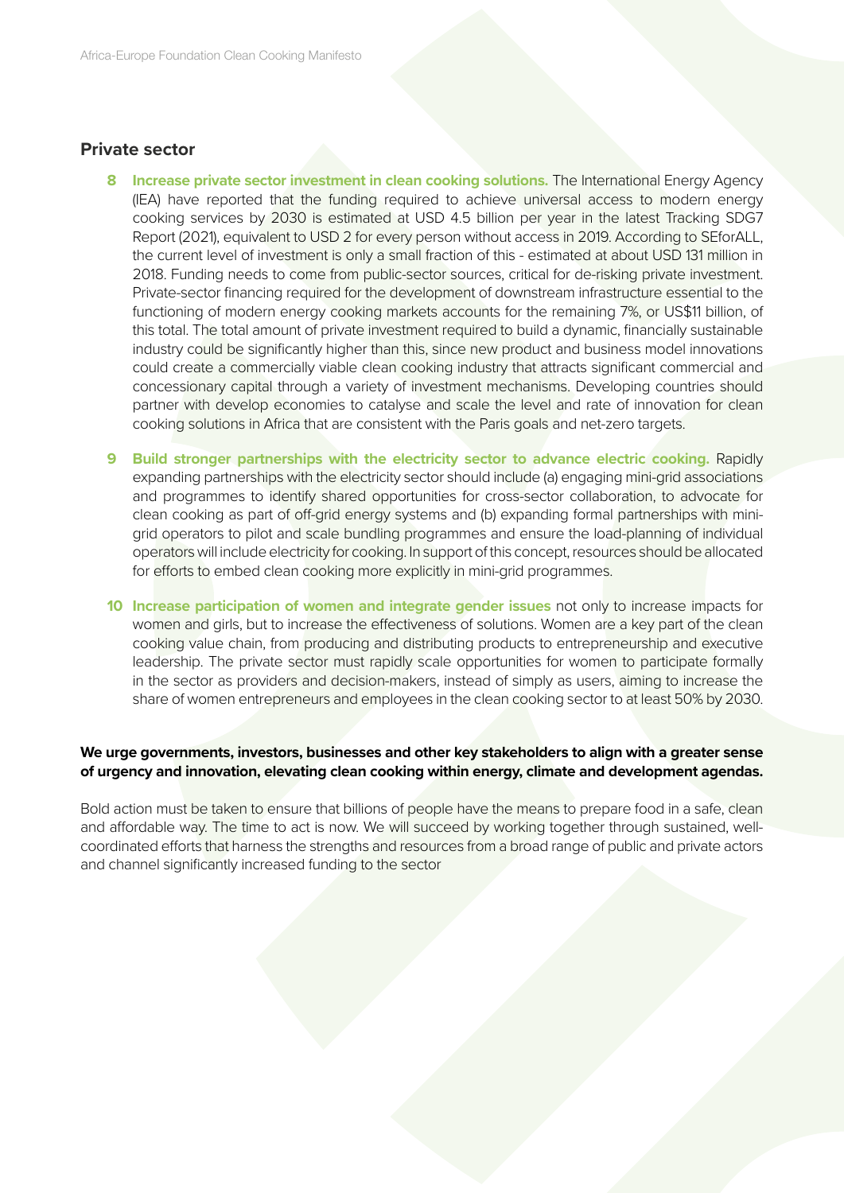## Private sector

8. **Increase private sector investment in clean cooking solutions.** The International Energy Agency (IEA) have reported that the funding required to achieve universal access to modern energy cooking services by 2030 is estimated at USD 4.5 billion per year in the latest Tracking SDG7 Report (2021), equivalent to USD 2 for every person without access in 2019. According to SEforALL, the current level of investment is only a small fraction of this - estimated at about USD 131 million in 2018. Funding needs to come from public-sector sources, critical for de-risking private investment. Private-sector financing required for the development of downstream infrastructure essential to the functioning of modern energy cooking markets accounts for the remaining 7%, or US$11 billion, of this total. The total amount of private investment required to build a dynamic, financially sustainable industry could be significantly higher than this, since new product and business model innovations could create a commercially viable clean cooking industry that attracts significant commercial and concessionary capital through a variety of investment mechanisms. Developing countries should partner with develop economies to catalyse and scale the level and rate of innovation for clean cooking solutions in Africa that are consistent with the Paris goals and net-zero targets.

9. **Build stronger partnerships with the electricity sector to advance electric cooking.** Rapidly expanding partnerships with the electricity sector should include (a) engaging mini-grid associations and programmes to identify shared opportunities for cross-sector collaboration, to advocate for clean cooking as part of off-grid energy systems and (b) expanding formal partnerships with mini-grid operators to pilot and scale bundling programmes and ensure the load-planning of individual operators will include electricity for cooking. In support of this concept, resources should be allocated for efforts to embed clean cooking more explicitly in mini-grid programmes.

10. **Increase participation of women and integrate gender issues** not only to increase impacts for women and girls, but to increase the effectiveness of solutions. Women are a key part of the clean cooking value chain, from producing and distributing products to entrepreneurship and executive leadership. The private sector must rapidly scale opportunities for women to participate formally in the sector as providers and decision-makers, instead of simply as users, aiming to increase the share of women entrepreneurs and employees in the clean cooking sector to at least 50% by 2030.

**We urge governments, investors, businesses and other key stakeholders to align with a greater sense of urgency and innovation, elevating clean cooking within energy, climate and development agendas.**

Bold action must be taken to ensure that billions of people have the means to prepare food in a safe, clean and affordable way. The time to act is now. We will succeed by working together through sustained, well-coordinated efforts that harness the strengths and resources from a broad range of public and private actors and channel significantly increased funding to the sector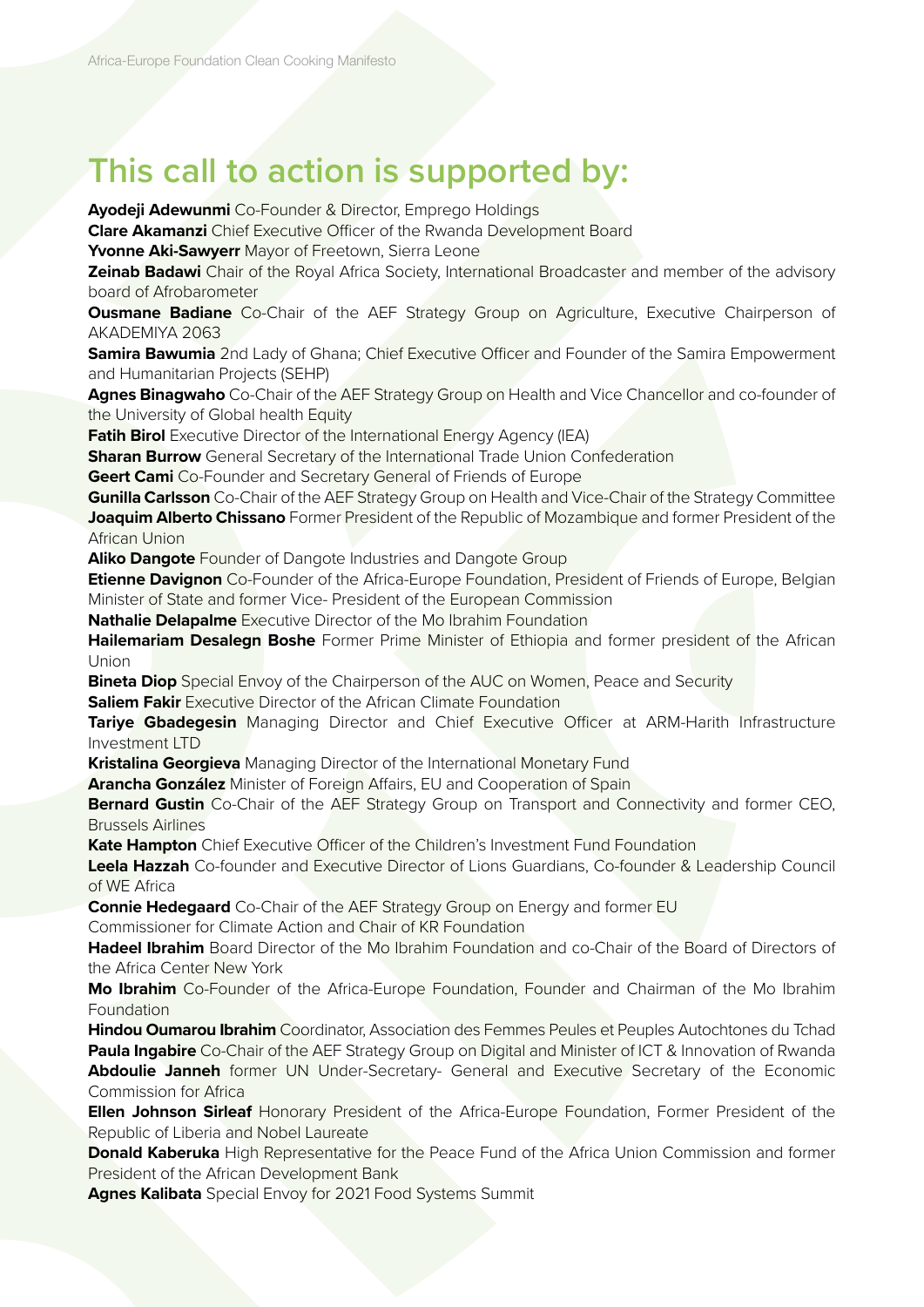## This call to action is supported by:

**Ayodeji Adewunmi** Co-Founder & Director, Emprego Holdings

**Clare Akamanzi** Chief Executive Officer of the Rwanda Development Board

**Yvonne Aki-Sawyerr** Mayor of Freetown, Sierra Leone

**Zeinab Badawi** Chair of the Royal Africa Society, International Broadcaster and member of the advisory board of Afrobarometer

**Ousmane Badiane** Co-Chair of the AEF Strategy Group on Agriculture, Executive Chairperson of AKADEMIYA 2063

**Samira Bawumia** 2nd Lady of Ghana; Chief Executive Officer and Founder of the Samira Empowerment and Humanitarian Projects (SEHP)

**Agnes Binagwaho** Co-Chair of the AEF Strategy Group on Health and Vice Chancellor and co-founder of the University of Global health Equity

**Fatih Birol** Executive Director of the International Energy Agency (IEA)

**Sharan Burrow** General Secretary of the International Trade Union Confederation

**Geert Cami** Co-Founder and Secretary General of Friends of Europe

**Gunilla Carlsson** Co-Chair of the AEF Strategy Group on Health and Vice-Chair of the Strategy Committee

**Joaquim Alberto Chissano** Former President of the Republic of Mozambique and former President of the African Union

**Aliko Dangote** Founder of Dangote Industries and Dangote Group

**Etienne Davignon** Co-Founder of the Africa-Europe Foundation, President of Friends of Europe, Belgian Minister of State and former Vice- President of the European Commission

**Nathalie Delapalme** Executive Director of the Mo Ibrahim Foundation

**Hailemariam Desalegn Boshe** Former Prime Minister of Ethiopia and former president of the African Union

**Bineta Diop** Special Envoy of the Chairperson of the AUC on Women, Peace and Security

**Saliem Fakir** Executive Director of the African Climate Foundation

**Tariye Gbadegesin** Managing Director and Chief Executive Officer at ARM-Harith Infrastructure Investment LTD

**Kristalina Georgieva** Managing Director of the International Monetary Fund

**Arancha González** Minister of Foreign Affairs, EU and Cooperation of Spain

**Bernard Gustin** Co-Chair of the AEF Strategy Group on Transport and Connectivity and former CEO, Brussels Airlines

**Kate Hampton** Chief Executive Officer of the Children's Investment Fund Foundation

**Leela Hazzah** Co-founder and Executive Director of Lions Guardians, Co-founder & Leadership Council of WE Africa

**Connie Hedegaard** Co-Chair of the AEF Strategy Group on Energy and former EU Commissioner for Climate Action and Chair of KR Foundation

**Hadeel Ibrahim** Board Director of the Mo Ibrahim Foundation and co-Chair of the Board of Directors of the Africa Center New York

**Mo Ibrahim** Co-Founder of the Africa-Europe Foundation, Founder and Chairman of the Mo Ibrahim Foundation

**Hindou Oumarou Ibrahim** Coordinator, Association des Femmes Peules et Peuples Autochtones du Tchad

**Paula Ingabire** Co-Chair of the AEF Strategy Group on Digital and Minister of ICT & Innovation of Rwanda

**Abdoulie Janneh** former UN Under-Secretary- General and Executive Secretary of the Economic Commission for Africa

**Ellen Johnson Sirleaf** Honorary President of the Africa-Europe Foundation, Former President of the Republic of Liberia and Nobel Laureate

**Donald Kaberuka** High Representative for the Peace Fund of the Africa Union Commission and former President of the African Development Bank

**Agnes Kalibata** Special Envoy for 2021 Food Systems Summit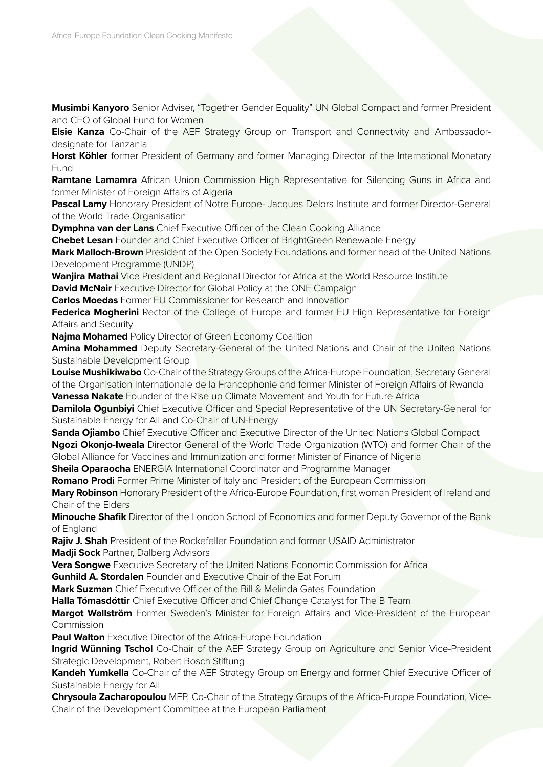**Musimbi Kanyoro** Senior Adviser, “Together Gender Equality” UN Global Compact and former President and CEO of Global Fund for Women

**Elsie Kanza** Co-Chair of the AEF Strategy Group on Transport and Connectivity and Ambassador-designate for Tanzania

**Horst Köhler** former President of Germany and former Managing Director of the International Monetary Fund

**Ramtane Lamamra** African Union Commission High Representative for Silencing Guns in Africa and former Minister of Foreign Affairs of Algeria

**Pascal Lamy** Honorary President of Notre Europe- Jacques Delors Institute and former Director-General of the World Trade Organisation

**Dymphna van der Lans** Chief Executive Officer of the Clean Cooking Alliance

**Chebet Lesan** Founder and Chief Executive Officer of BrightGreen Renewable Energy

**Mark Malloch-Brown** President of the Open Society Foundations and former head of the United Nations Development Programme (UNDP)

**Wanjira Mathai** Vice President and Regional Director for Africa at the World Resource Institute

**David McNair** Executive Director for Global Policy at the ONE Campaign

**Carlos Moedas** Former EU Commissioner for Research and Innovation

**Federica Mogherini** Rector of the College of Europe and former EU High Representative for Foreign Affairs and Security

**Najma Mohamed** Policy Director of Green Economy Coalition

**Amina Mohammed** Deputy Secretary-General of the United Nations and Chair of the United Nations Sustainable Development Group

**Louise Mushikiwabo** Co-Chair of the Strategy Groups of the Africa-Europe Foundation, Secretary General of the Organisation Internationale de la Francophonie and former Minister of Foreign Affairs of Rwanda

**Vanessa Nakate** Founder of the Rise up Climate Movement and Youth for Future Africa

**Damilola Ogunbiyi** Chief Executive Officer and Special Representative of the UN Secretary-General for Sustainable Energy for All and Co-Chair of UN-Energy

**Sanda Ojiambo** Chief Executive Officer and Executive Director of the United Nations Global Compact

**Ngozi Okonjo-Iweala** Director General of the World Trade Organization (WTO) and former Chair of the Global Alliance for Vaccines and Immunization and former Minister of Finance of Nigeria

**Sheila Oparaocha** ENERGIA International Coordinator and Programme Manager

**Romano Prodi** Former Prime Minister of Italy and President of the European Commission

**Mary Robinson** Honorary President of the Africa-Europe Foundation, first woman President of Ireland and Chair of the Elders

**Minouche Shafik** Director of the London School of Economics and former Deputy Governor of the Bank of England

**Rajiv J. Shah** President of the Rockefeller Foundation and former USAID Administrator

**Madji Sock** Partner, Dalberg Advisors

**Vera Songwe** Executive Secretary of the United Nations Economic Commission for Africa

**Gunhild A. Stordalen** Founder and Executive Chair of the Eat Forum

**Mark Suzman** Chief Executive Officer of the Bill & Melinda Gates Foundation

**Halla Tómasdóttir** Chief Executive Officer and Chief Change Catalyst for The B Team

**Margot Wallström** Former Sweden's Minister for Foreign Affairs and Vice-President of the European Commission

**Paul Walton** Executive Director of the Africa-Europe Foundation

**Ingrid Wünning Tschol** Co-Chair of the AEF Strategy Group on Agriculture and Senior Vice-President Strategic Development, Robert Bosch Stiftung

**Kandeh Yumkella** Co-Chair of the AEF Strategy Group on Energy and former Chief Executive Officer of Sustainable Energy for All

**Chrysoula Zacharopoulou** MEP, Co-Chair of the Strategy Groups of the Africa-Europe Foundation, Vice-Chair of the Development Committee at the European Parliament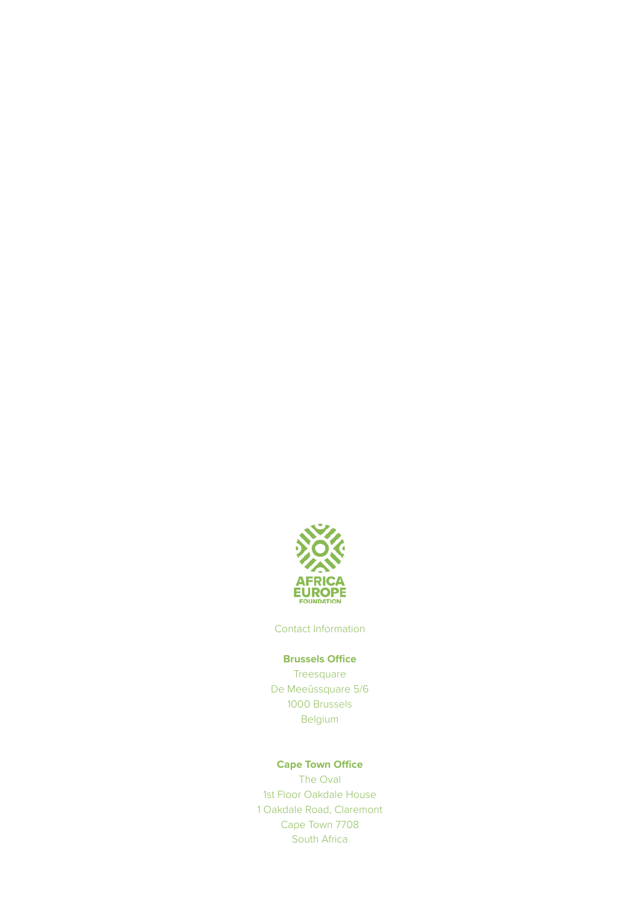AFRICA EUROPE FOUNDATION

Contact Information

**Brussels Office**

Treesquare
De Meeûssquare 5/6
1000 Brussels
Belgium

**Cape Town Office**

The Oval
1st Floor Oakdale House
1 Oakdale Road, Claremont
Cape Town 7708
South Africa